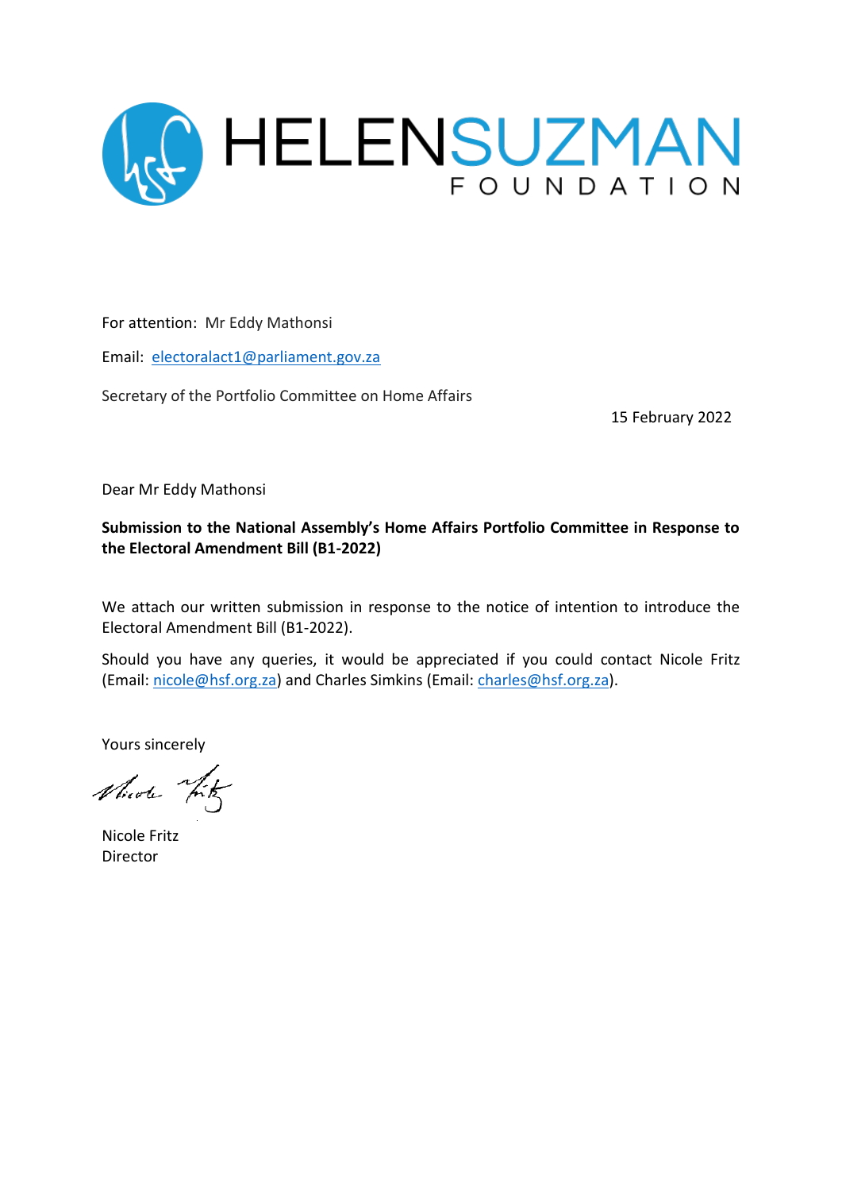HELENSUZMAN FOUNDATION

For attention: Mr Eddy Mathonsi

Email: electoralact1@parliament.gov.za

Secretary of the Portfolio Committee on Home Affairs

15 February 2022

Dear Mr Eddy Mathonsi

**Submission to the National Assembly's Home Affairs Portfolio Committee in Response to the Electoral Amendment Bill (B1-2022)**

We attach our written submission in response to the notice of intention to introduce the Electoral Amendment Bill (B1-2022).

Should you have any queries, it would be appreciated if you could contact Nicole Fritz (Email: nicole@hsf.org.za) and Charles Simkins (Email: charles@hsf.org.za).

Yours sincerely

Nicole Fritz
Director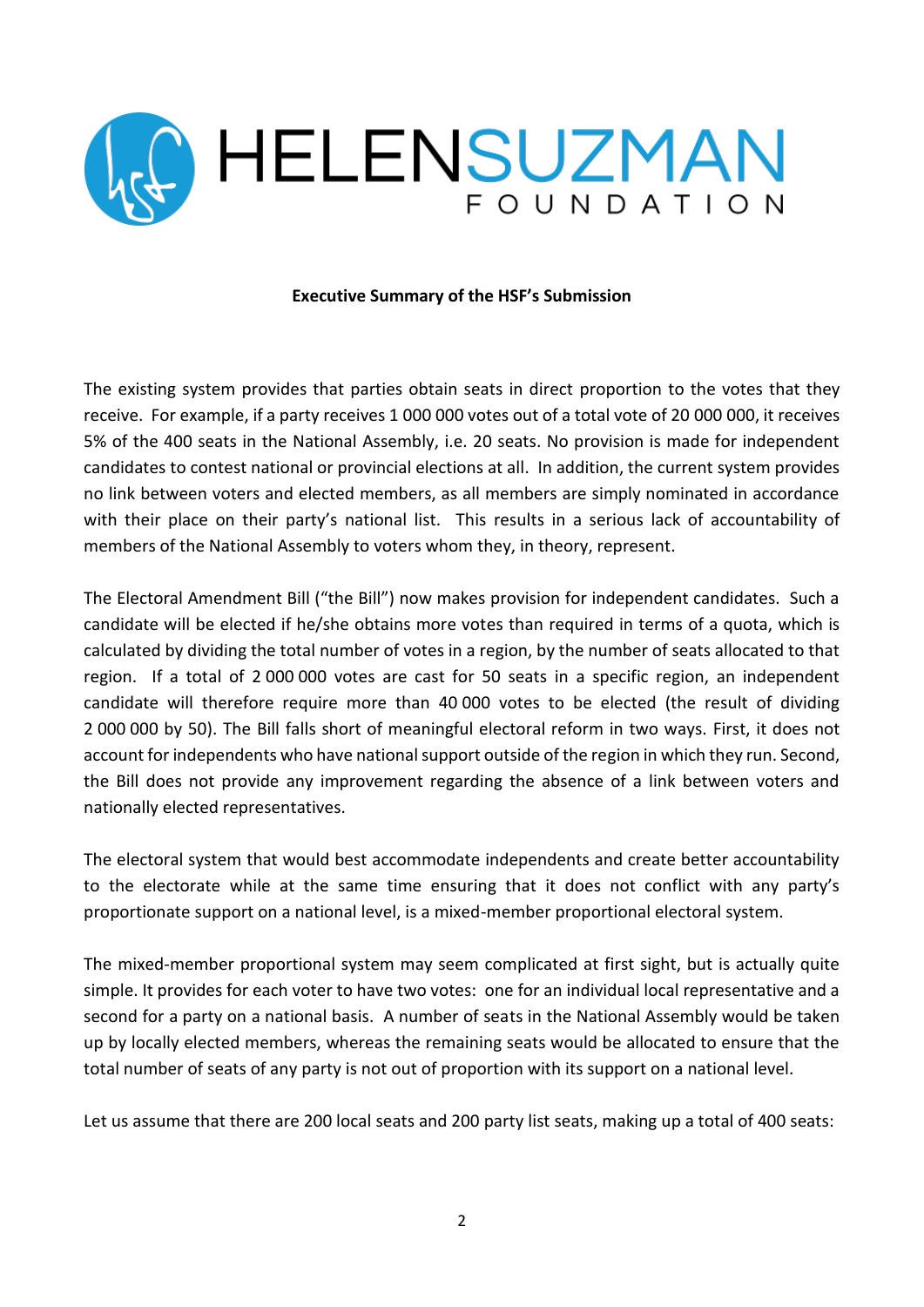**Executive Summary of the HSF's Submission**

The existing system provides that parties obtain seats in direct proportion to the votes that they receive. For example, if a party receives 1 000 000 votes out of a total vote of 20 000 000, it receives 5% of the 400 seats in the National Assembly, i.e. 20 seats. No provision is made for independent candidates to contest national or provincial elections at all. In addition, the current system provides no link between voters and elected members, as all members are simply nominated in accordance with their place on their party's national list. This results in a serious lack of accountability of members of the National Assembly to voters whom they, in theory, represent.

The Electoral Amendment Bill ("the Bill") now makes provision for independent candidates. Such a candidate will be elected if he/she obtains more votes than required in terms of a quota, which is calculated by dividing the total number of votes in a region, by the number of seats allocated to that region. If a total of 2 000 000 votes are cast for 50 seats in a specific region, an independent candidate will therefore require more than 40 000 votes to be elected (the result of dividing 2 000 000 by 50). The Bill falls short of meaningful electoral reform in two ways. First, it does not account for independents who have national support outside of the region in which they run. Second, the Bill does not provide any improvement regarding the absence of a link between voters and nationally elected representatives.

The electoral system that would best accommodate independents and create better accountability to the electorate while at the same time ensuring that it does not conflict with any party's proportionate support on a national level, is a mixed-member proportional electoral system.

The mixed-member proportional system may seem complicated at first sight, but is actually quite simple. It provides for each voter to have two votes: one for an individual local representative and a second for a party on a national basis. A number of seats in the National Assembly would be taken up by locally elected members, whereas the remaining seats would be allocated to ensure that the total number of seats of any party is not out of proportion with its support on a national level.

Let us assume that there are 200 local seats and 200 party list seats, making up a total of 400 seats: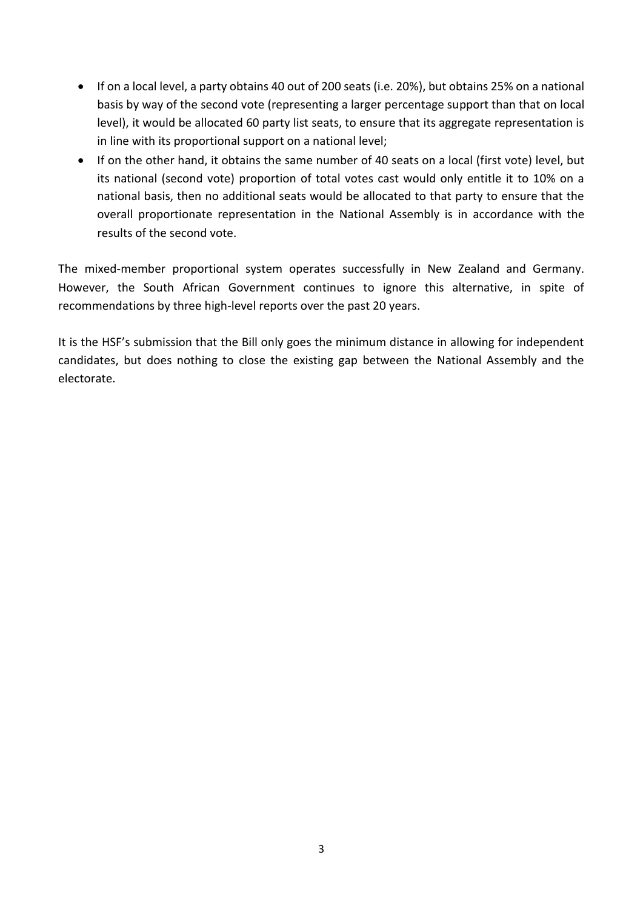- If on a local level, a party obtains 40 out of 200 seats (i.e. 20%), but obtains 25% on a national basis by way of the second vote (representing a larger percentage support than that on local level), it would be allocated 60 party list seats, to ensure that its aggregate representation is in line with its proportional support on a national level;
- If on the other hand, it obtains the same number of 40 seats on a local (first vote) level, but its national (second vote) proportion of total votes cast would only entitle it to 10% on a national basis, then no additional seats would be allocated to that party to ensure that the overall proportionate representation in the National Assembly is in accordance with the results of the second vote.

The mixed-member proportional system operates successfully in New Zealand and Germany. However, the South African Government continues to ignore this alternative, in spite of recommendations by three high-level reports over the past 20 years.

It is the HSF's submission that the Bill only goes the minimum distance in allowing for independent candidates, but does nothing to close the existing gap between the National Assembly and the electorate.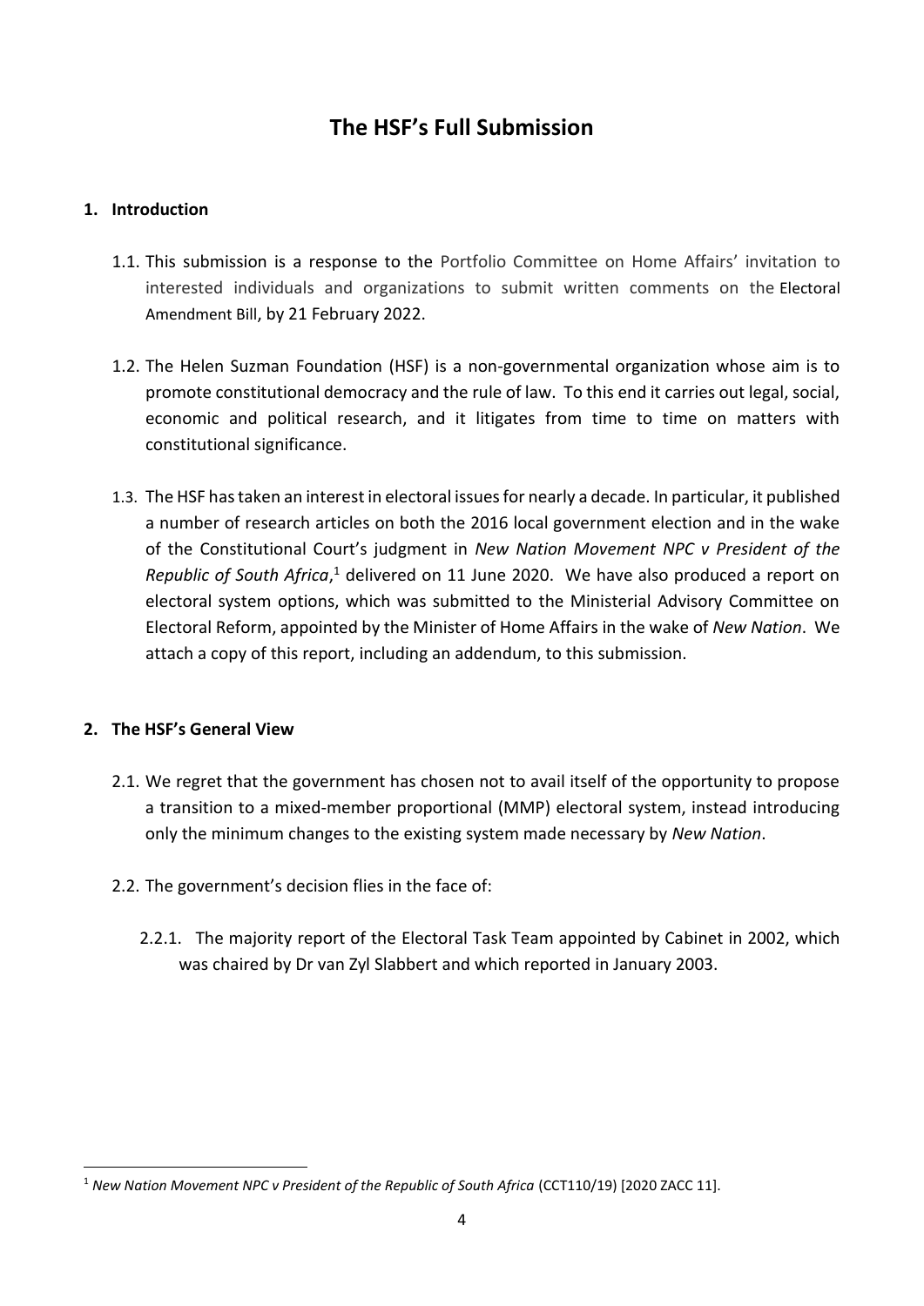# The HSF's Full Submission

## 1. Introduction

1.1. This submission is a response to the Portfolio Committee on Home Affairs' invitation to interested individuals and organizations to submit written comments on the Electoral Amendment Bill, by 21 February 2022.

1.2. The Helen Suzman Foundation (HSF) is a non-governmental organization whose aim is to promote constitutional democracy and the rule of law. To this end it carries out legal, social, economic and political research, and it litigates from time to time on matters with constitutional significance.

1.3. The HSF has taken an interest in electoral issues for nearly a decade. In particular, it published a number of research articles on both the 2016 local government election and in the wake of the Constitutional Court's judgment in *New Nation Movement NPC v President of the Republic of South Africa*,[1] delivered on 11 June 2020. We have also produced a report on electoral system options, which was submitted to the Ministerial Advisory Committee on Electoral Reform, appointed by the Minister of Home Affairs in the wake of *New Nation*. We attach a copy of this report, including an addendum, to this submission.

## 2. The HSF's General View

2.1. We regret that the government has chosen not to avail itself of the opportunity to propose a transition to a mixed-member proportional (MMP) electoral system, instead introducing only the minimum changes to the existing system made necessary by *New Nation*.

2.2. The government's decision flies in the face of:

2.2.1. The majority report of the Electoral Task Team appointed by Cabinet in 2002, which was chaired by Dr van Zyl Slabbert and which reported in January 2003.

---

[1] *New Nation Movement NPC v President of the Republic of South Africa* (CCT110/19) [2020 ZACC 11].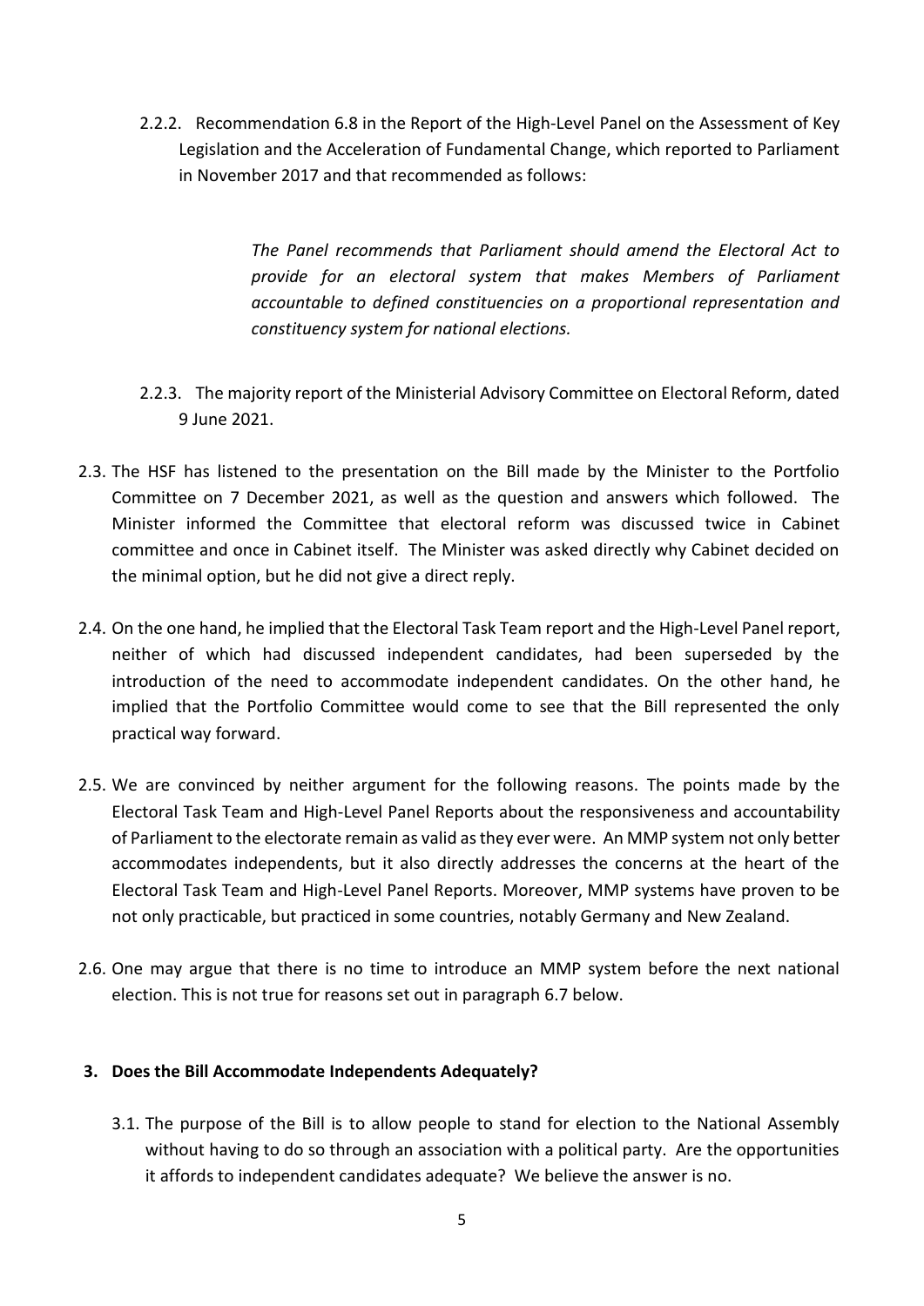2.2.2. Recommendation 6.8 in the Report of the High-Level Panel on the Assessment of Key Legislation and the Acceleration of Fundamental Change, which reported to Parliament in November 2017 and that recommended as follows:

> *The Panel recommends that Parliament should amend the Electoral Act to provide for an electoral system that makes Members of Parliament accountable to defined constituencies on a proportional representation and constituency system for national elections.*

2.2.3. The majority report of the Ministerial Advisory Committee on Electoral Reform, dated 9 June 2021.

2.3. The HSF has listened to the presentation on the Bill made by the Minister to the Portfolio Committee on 7 December 2021, as well as the question and answers which followed. The Minister informed the Committee that electoral reform was discussed twice in Cabinet committee and once in Cabinet itself. The Minister was asked directly why Cabinet decided on the minimal option, but he did not give a direct reply.

2.4. On the one hand, he implied that the Electoral Task Team report and the High-Level Panel report, neither of which had discussed independent candidates, had been superseded by the introduction of the need to accommodate independent candidates. On the other hand, he implied that the Portfolio Committee would come to see that the Bill represented the only practical way forward.

2.5. We are convinced by neither argument for the following reasons. The points made by the Electoral Task Team and High-Level Panel Reports about the responsiveness and accountability of Parliament to the electorate remain as valid as they ever were. An MMP system not only better accommodates independents, but it also directly addresses the concerns at the heart of the Electoral Task Team and High-Level Panel Reports. Moreover, MMP systems have proven to be not only practicable, but practiced in some countries, notably Germany and New Zealand.

2.6. One may argue that there is no time to introduce an MMP system before the next national election. This is not true for reasons set out in paragraph 6.7 below.

## 3. Does the Bill Accommodate Independents Adequately?

3.1. The purpose of the Bill is to allow people to stand for election to the National Assembly without having to do so through an association with a political party. Are the opportunities it affords to independent candidates adequate? We believe the answer is no.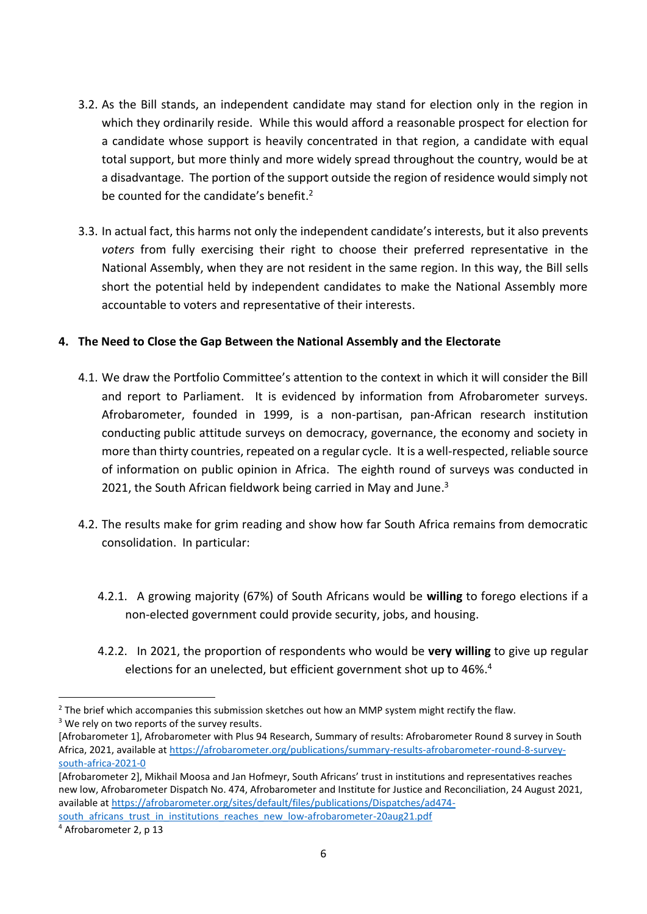3.2. As the Bill stands, an independent candidate may stand for election only in the region in which they ordinarily reside. While this would afford a reasonable prospect for election for a candidate whose support is heavily concentrated in that region, a candidate with equal total support, but more thinly and more widely spread throughout the country, would be at a disadvantage. The portion of the support outside the region of residence would simply not be counted for the candidate's benefit.[2]

3.3. In actual fact, this harms not only the independent candidate's interests, but it also prevents *voters* from fully exercising their right to choose their preferred representative in the National Assembly, when they are not resident in the same region. In this way, the Bill sells short the potential held by independent candidates to make the National Assembly more accountable to voters and representative of their interests.

## 4. The Need to Close the Gap Between the National Assembly and the Electorate

4.1. We draw the Portfolio Committee's attention to the context in which it will consider the Bill and report to Parliament. It is evidenced by information from Afrobarometer surveys. Afrobarometer, founded in 1999, is a non-partisan, pan-African research institution conducting public attitude surveys on democracy, governance, the economy and society in more than thirty countries, repeated on a regular cycle. It is a well-respected, reliable source of information on public opinion in Africa. The eighth round of surveys was conducted in 2021, the South African fieldwork being carried in May and June.[3]

4.2. The results make for grim reading and show how far South Africa remains from democratic consolidation. In particular:

4.2.1. A growing majority (67%) of South Africans would be **willing** to forego elections if a non-elected government could provide security, jobs, and housing.

4.2.2. In 2021, the proportion of respondents who would be **very willing** to give up regular elections for an unelected, but efficient government shot up to 46%.[4]

---

[2] The brief which accompanies this submission sketches out how an MMP system might rectify the flaw.

[3] We rely on two reports of the survey results.

[Afrobarometer 1], Afrobarometer with Plus 94 Research, Summary of results: Afrobarometer Round 8 survey in South Africa, 2021, available at https://afrobarometer.org/publications/summary-results-afrobarometer-round-8-survey-south-africa-2021-0

[Afrobarometer 2], Mikhail Moosa and Jan Hofmeyr, South Africans' trust in institutions and representatives reaches new low, Afrobarometer Dispatch No. 474, Afrobarometer and Institute for Justice and Reconciliation, 24 August 2021, available at https://afrobarometer.org/sites/default/files/publications/Dispatches/ad474-south_africans_trust_in_institutions_reaches_new_low-afrobarometer-20aug21.pdf

[4] Afrobarometer 2, p 13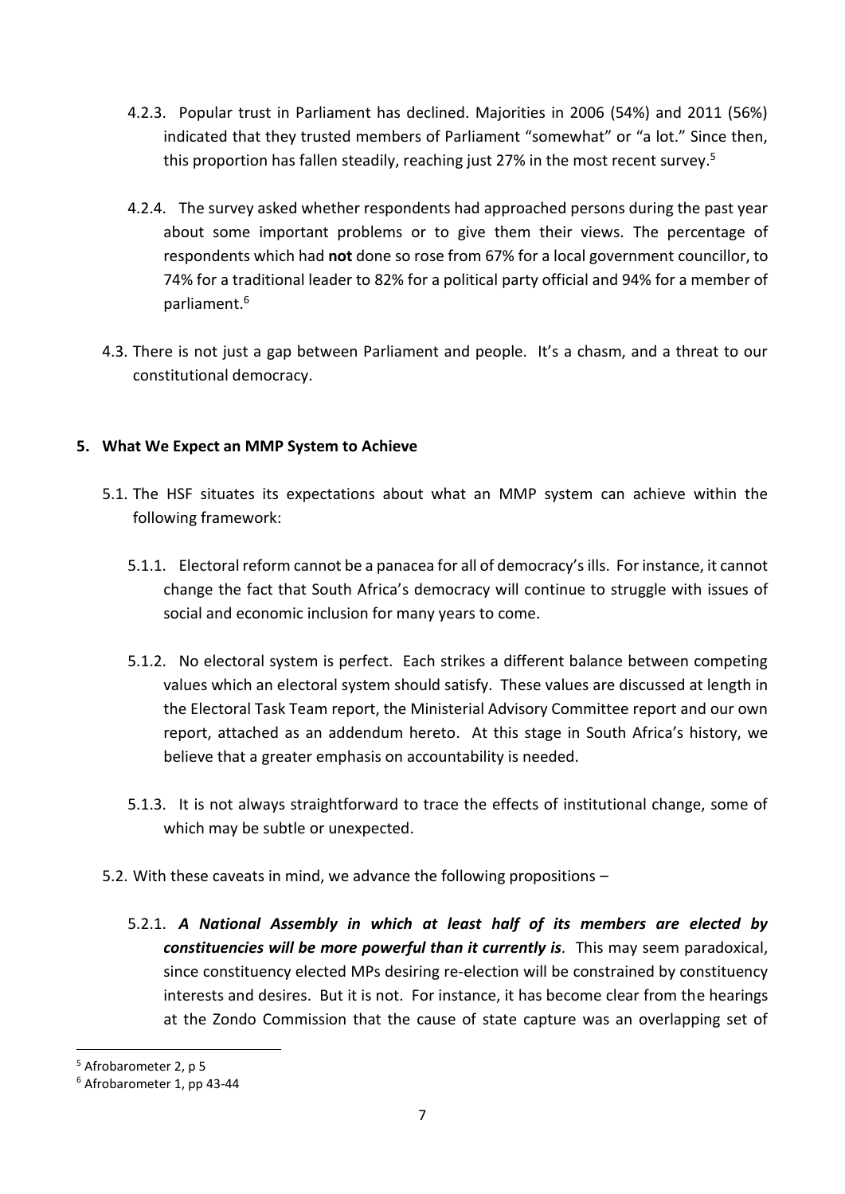4.2.3. Popular trust in Parliament has declined. Majorities in 2006 (54%) and 2011 (56%) indicated that they trusted members of Parliament "somewhat" or "a lot." Since then, this proportion has fallen steadily, reaching just 27% in the most recent survey.[5]

4.2.4. The survey asked whether respondents had approached persons during the past year about some important problems or to give them their views. The percentage of respondents which had **not** done so rose from 67% for a local government councillor, to 74% for a traditional leader to 82% for a political party official and 94% for a member of parliament.[6]

4.3. There is not just a gap between Parliament and people. It's a chasm, and a threat to our constitutional democracy.

## 5. What We Expect an MMP System to Achieve

5.1. The HSF situates its expectations about what an MMP system can achieve within the following framework:

5.1.1. Electoral reform cannot be a panacea for all of democracy's ills. For instance, it cannot change the fact that South Africa's democracy will continue to struggle with issues of social and economic inclusion for many years to come.

5.1.2. No electoral system is perfect. Each strikes a different balance between competing values which an electoral system should satisfy. These values are discussed at length in the Electoral Task Team report, the Ministerial Advisory Committee report and our own report, attached as an addendum hereto. At this stage in South Africa's history, we believe that a greater emphasis on accountability is needed.

5.1.3. It is not always straightforward to trace the effects of institutional change, some of which may be subtle or unexpected.

5.2. With these caveats in mind, we advance the following propositions –

5.2.1. ***A National Assembly in which at least half of its members are elected by constituencies will be more powerful than it currently is***. This may seem paradoxical, since constituency elected MPs desiring re-election will be constrained by constituency interests and desires. But it is not. For instance, it has become clear from the hearings at the Zondo Commission that the cause of state capture was an overlapping set of

---

[5] Afrobarometer 2, p 5

[6] Afrobarometer 1, pp 43-44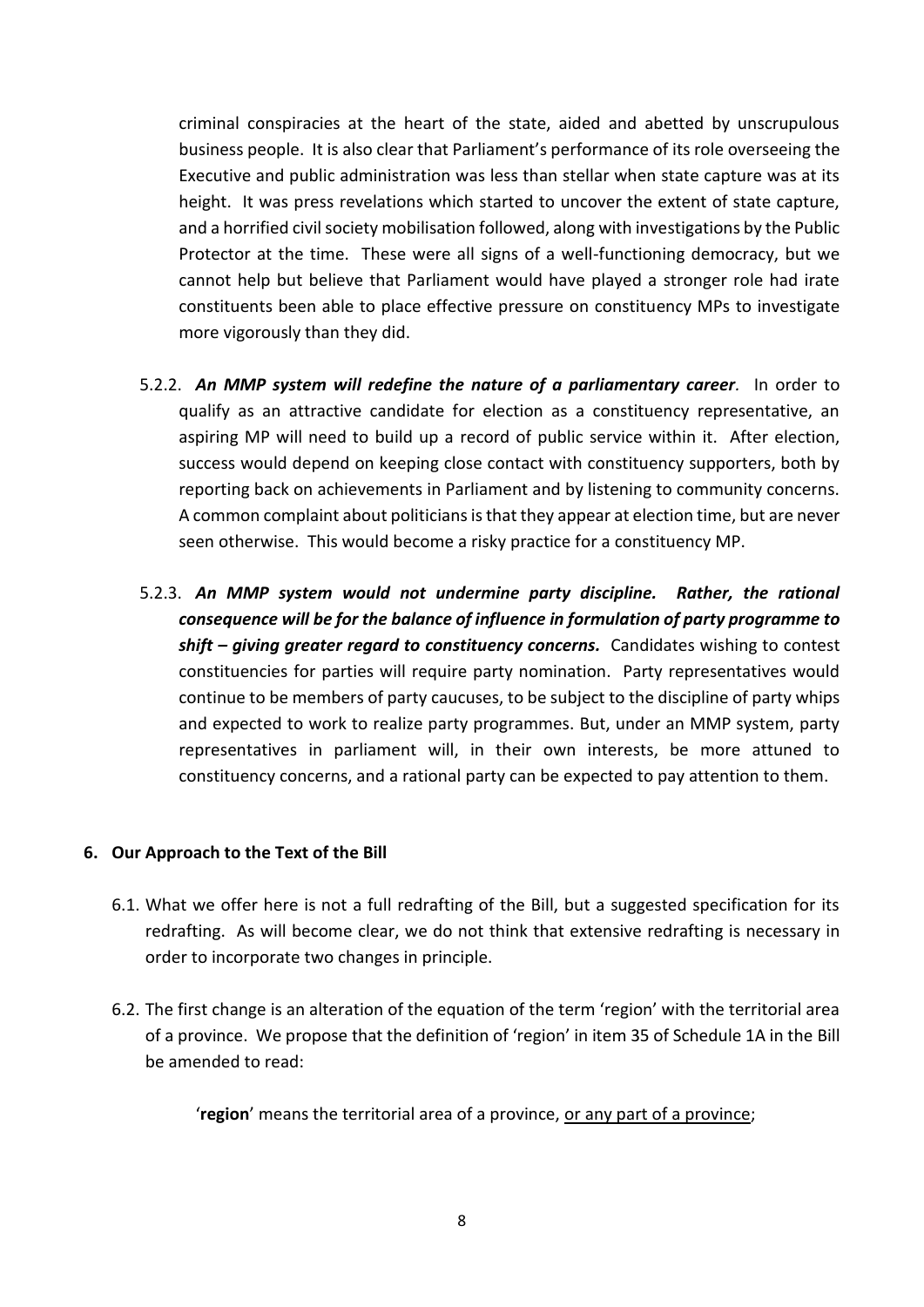criminal conspiracies at the heart of the state, aided and abetted by unscrupulous business people. It is also clear that Parliament's performance of its role overseeing the Executive and public administration was less than stellar when state capture was at its height. It was press revelations which started to uncover the extent of state capture, and a horrified civil society mobilisation followed, along with investigations by the Public Protector at the time. These were all signs of a well-functioning democracy, but we cannot help but believe that Parliament would have played a stronger role had irate constituents been able to place effective pressure on constituency MPs to investigate more vigorously than they did.

5.2.2. ***An MMP system will redefine the nature of a parliamentary career.*** In order to qualify as an attractive candidate for election as a constituency representative, an aspiring MP will need to build up a record of public service within it. After election, success would depend on keeping close contact with constituency supporters, both by reporting back on achievements in Parliament and by listening to community concerns. A common complaint about politicians is that they appear at election time, but are never seen otherwise. This would become a risky practice for a constituency MP.

5.2.3. ***An MMP system would not undermine party discipline. Rather, the rational consequence will be for the balance of influence in formulation of party programme to shift – giving greater regard to constituency concerns.*** Candidates wishing to contest constituencies for parties will require party nomination. Party representatives would continue to be members of party caucuses, to be subject to the discipline of party whips and expected to work to realize party programmes. But, under an MMP system, party representatives in parliament will, in their own interests, be more attuned to constituency concerns, and a rational party can be expected to pay attention to them.

## 6. Our Approach to the Text of the Bill

6.1. What we offer here is not a full redrafting of the Bill, but a suggested specification for its redrafting. As will become clear, we do not think that extensive redrafting is necessary in order to incorporate two changes in principle.

6.2. The first change is an alteration of the equation of the term 'region' with the territorial area of a province. We propose that the definition of 'region' in item 35 of Schedule 1A in the Bill be amended to read:

'**region**' means the territorial area of a province, <u>or any part of a province</u>;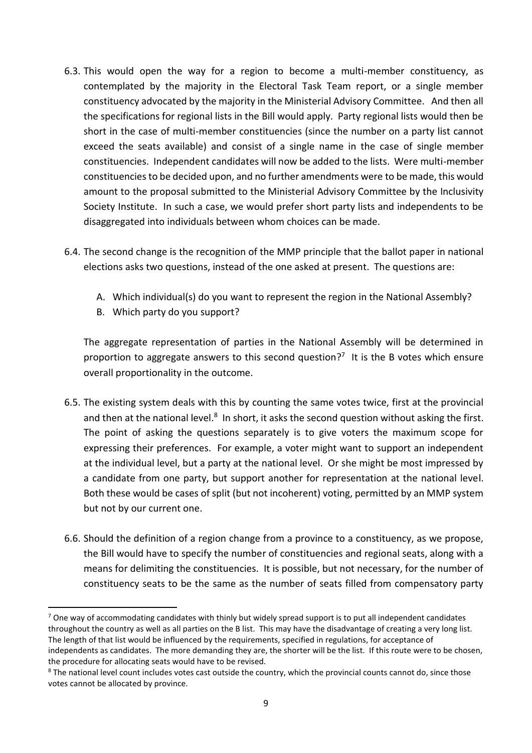6.3. This would open the way for a region to become a multi-member constituency, as contemplated by the majority in the Electoral Task Team report, or a single member constituency advocated by the majority in the Ministerial Advisory Committee. And then all the specifications for regional lists in the Bill would apply. Party regional lists would then be short in the case of multi-member constituencies (since the number on a party list cannot exceed the seats available) and consist of a single name in the case of single member constituencies. Independent candidates will now be added to the lists. Were multi-member constituencies to be decided upon, and no further amendments were to be made, this would amount to the proposal submitted to the Ministerial Advisory Committee by the Inclusivity Society Institute. In such a case, we would prefer short party lists and independents to be disaggregated into individuals between whom choices can be made.

6.4. The second change is the recognition of the MMP principle that the ballot paper in national elections asks two questions, instead of the one asked at present. The questions are:

   A. Which individual(s) do you want to represent the region in the National Assembly?
   B. Which party do you support?

   The aggregate representation of parties in the National Assembly will be determined in proportion to aggregate answers to this second question?[7] It is the B votes which ensure overall proportionality in the outcome.

6.5. The existing system deals with this by counting the same votes twice, first at the provincial and then at the national level.[8] In short, it asks the second question without asking the first. The point of asking the questions separately is to give voters the maximum scope for expressing their preferences. For example, a voter might want to support an independent at the individual level, but a party at the national level. Or she might be most impressed by a candidate from one party, but support another for representation at the national level. Both these would be cases of split (but not incoherent) voting, permitted by an MMP system but not by our current one.

6.6. Should the definition of a region change from a province to a constituency, as we propose, the Bill would have to specify the number of constituencies and regional seats, along with a means for delimiting the constituencies. It is possible, but not necessary, for the number of constituency seats to be the same as the number of seats filled from compensatory party

---

[7] One way of accommodating candidates with thinly but widely spread support is to put all independent candidates throughout the country as well as all parties on the B list. This may have the disadvantage of creating a very long list. The length of that list would be influenced by the requirements, specified in regulations, for acceptance of independents as candidates. The more demanding they are, the shorter will be the list. If this route were to be chosen, the procedure for allocating seats would have to be revised.

[8] The national level count includes votes cast outside the country, which the provincial counts cannot do, since those votes cannot be allocated by province.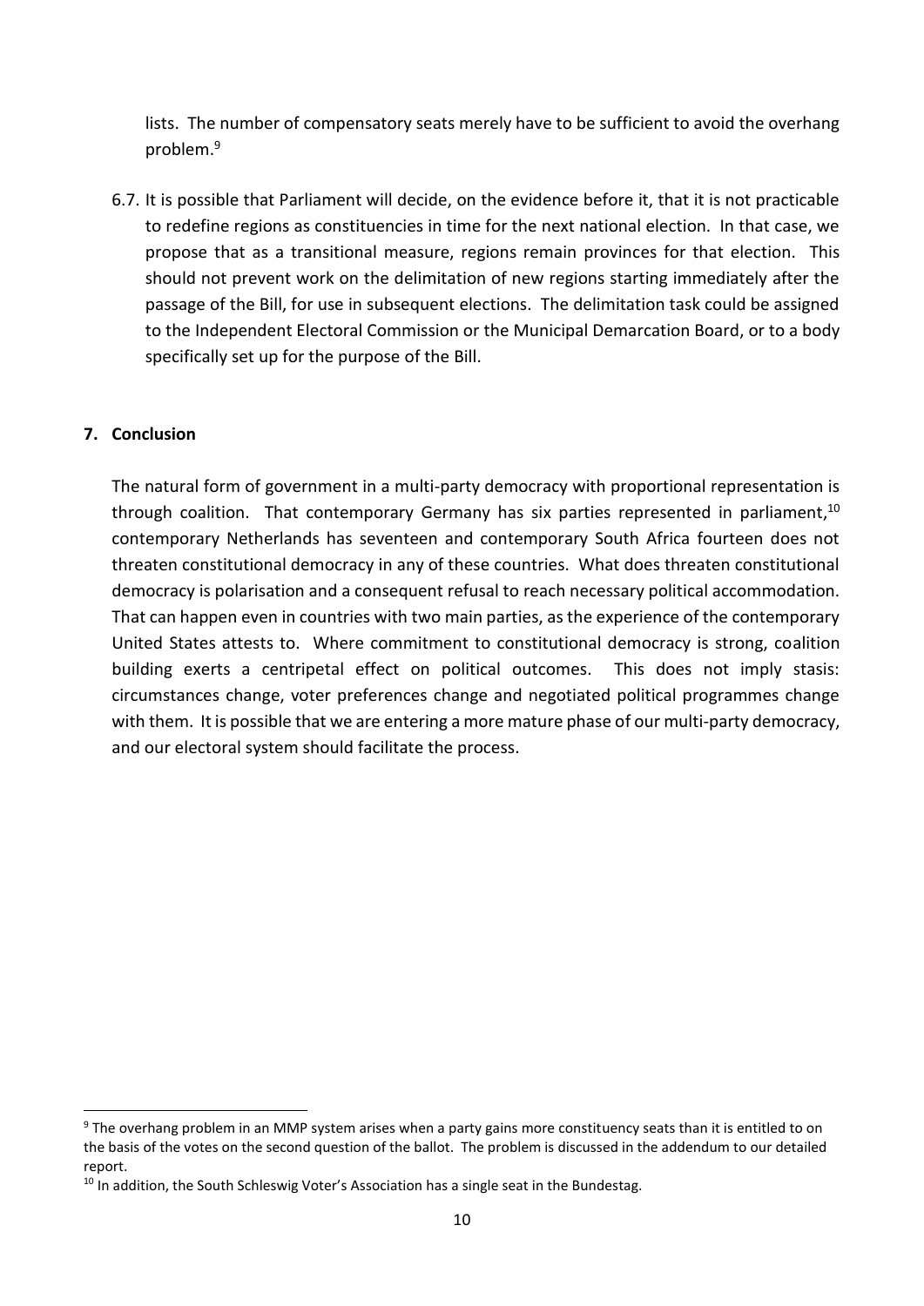lists. The number of compensatory seats merely have to be sufficient to avoid the overhang problem.[9]

6.7. It is possible that Parliament will decide, on the evidence before it, that it is not practicable to redefine regions as constituencies in time for the next national election. In that case, we propose that as a transitional measure, regions remain provinces for that election. This should not prevent work on the delimitation of new regions starting immediately after the passage of the Bill, for use in subsequent elections. The delimitation task could be assigned to the Independent Electoral Commission or the Municipal Demarcation Board, or to a body specifically set up for the purpose of the Bill.

## 7. Conclusion

The natural form of government in a multi-party democracy with proportional representation is through coalition. That contemporary Germany has six parties represented in parliament,[10] contemporary Netherlands has seventeen and contemporary South Africa fourteen does not threaten constitutional democracy in any of these countries. What does threaten constitutional democracy is polarisation and a consequent refusal to reach necessary political accommodation. That can happen even in countries with two main parties, as the experience of the contemporary United States attests to. Where commitment to constitutional democracy is strong, coalition building exerts a centripetal effect on political outcomes. This does not imply stasis: circumstances change, voter preferences change and negotiated political programmes change with them. It is possible that we are entering a more mature phase of our multi-party democracy, and our electoral system should facilitate the process.

---

[9] The overhang problem in an MMP system arises when a party gains more constituency seats than it is entitled to on the basis of the votes on the second question of the ballot. The problem is discussed in the addendum to our detailed report.

[10] In addition, the South Schleswig Voter's Association has a single seat in the Bundestag.